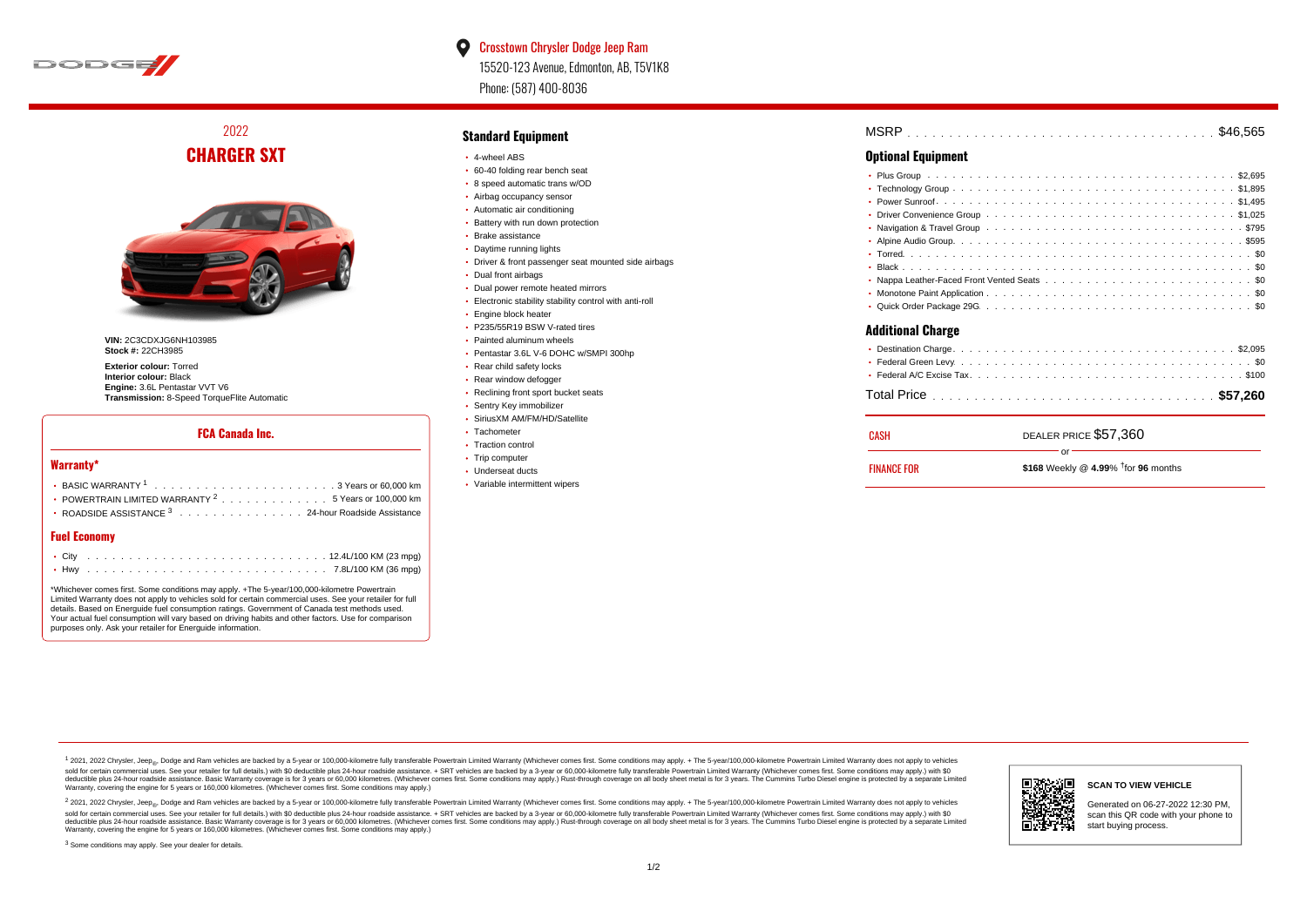**Crosstown Chrysler Dodge Jeep Ram**
15520-123 Avenue, Edmonton, AB, T5V1K8
Phone: (587) 400-8036

## 2022
# CHARGER SXT

**VIN:** 2C3CDXJG6NH103985
**Stock #:** 22CH3985

**Exterior colour:** Torred
**Interior colour:** Black
**Engine:** 3.6L Pentastar VVT V6
**Transmission:** 8-Speed TorqueFlite Automatic

## FCA Canada Inc.

### Warranty*

- BASIC WARRANTY [1] . . . . 3 Years or 60,000 km
- POWERTRAIN LIMITED WARRANTY [2] . . . . 5 Years or 100,000 km
- ROADSIDE ASSISTANCE [3] . . . . 24-hour Roadside Assistance

### Fuel Economy

- City . . . . 12.4L/100 KM (23 mpg)
- Hwy . . . . 7.8L/100 KM (36 mpg)

*Whichever comes first. Some conditions may apply. +The 5-year/100,000-kilometre Powertrain Limited Warranty does not apply to vehicles sold for certain commercial uses. See your retailer for full details. Based on Energuide fuel consumption ratings. Government of Canada test methods used. Your actual fuel consumption will vary based on driving habits and other factors. Use for comparison purposes only. Ask your retailer for Energuide information.

## Standard Equipment

- 4-wheel ABS
- 60-40 folding rear bench seat
- 8 speed automatic trans w/OD
- Airbag occupancy sensor
- Automatic air conditioning
- Battery with run down protection
- Brake assistance
- Daytime running lights
- Driver & front passenger seat mounted side airbags
- Dual front airbags
- Dual power remote heated mirrors
- Electronic stability stability control with anti-roll
- Engine block heater
- P235/55R19 BSW V-rated tires
- Painted aluminum wheels
- Pentastar 3.6L V-6 DOHC w/SMPI 300hp
- Rear child safety locks
- Rear window defogger
- Reclining front sport bucket seats
- Sentry Key immobilizer
- SiriusXM AM/FM/HD/Satellite
- Tachometer
- Traction control
- Trip computer
- Underseat ducts
- Variable intermittent wipers

MSRP . . . . $46,565

## Optional Equipment

- Plus Group . . . . $2,695
- Technology Group . . . . $1,895
- Power Sunroof . . . . $1,495
- Driver Convenience Group . . . . $1,025
- Navigation & Travel Group . . . . $795
- Alpine Audio Group . . . . $595
- Torred . . . . $0
- Black . . . . $0
- Nappa Leather-Faced Front Vented Seats . . . . $0
- Monotone Paint Application . . . . $0
- Quick Order Package 29G . . . . $0

## Additional Charge

- Destination Charge . . . . $2,095
- Federal Green Levy . . . . $0
- Federal A/C Excise Tax . . . . $100

Total Price . . . . **$57,260**

| CASH | DEALER PRICE $57,360 |
|---|---|
| | or |
| FINANCE FOR | **$168** Weekly @ **4.99**% †for **96** months |

[1] 2021, 2022 Chrysler, Jeep®, Dodge and Ram vehicles are backed by a 5-year or 100,000-kilometre fully transferable Powertrain Limited Warranty (Whichever comes first. Some conditions may apply. + The 5-year/100,000-kilometre Powertrain Limited Warranty does not apply to vehicles sold for certain commercial uses. See your retailer for full details.) with $0 deductible plus 24-hour roadside assistance. + SRT vehicles are backed by a 3-year or 60,000-kilometre fully transferable Powertrain Limited Warranty (Whichever comes first. Some conditions may apply.) with $0 deductible plus 24-hour roadside assistance. Basic Warranty coverage is for 3 years or 60,000 kilometres. (Whichever comes first. Some conditions may apply.) Rust-through coverage on all body sheet metal is for 3 years. The Cummins Turbo Diesel engine is protected by a separate Limited Warranty, covering the engine for 5 years or 160,000 kilometres. (Whichever comes first. Some conditions may apply.)

[2] 2021, 2022 Chrysler, Jeep®, Dodge and Ram vehicles are backed by a 5-year or 100,000-kilometre fully transferable Powertrain Limited Warranty (Whichever comes first. Some conditions may apply. + The 5-year/100,000-kilometre Powertrain Limited Warranty does not apply to vehicles sold for certain commercial uses. See your retailer for full details.) with $0 deductible plus 24-hour roadside assistance. + SRT vehicles are backed by a 3-year or 60,000-kilometre fully transferable Powertrain Limited Warranty (Whichever comes first. Some conditions may apply.) with $0 deductible plus 24-hour roadside assistance. Basic Warranty coverage is for 3 years or 60,000 kilometres. (Whichever comes first. Some conditions may apply.) Rust-through coverage on all body sheet metal is for 3 years. The Cummins Turbo Diesel engine is protected by a separate Limited Warranty, covering the engine for 5 years or 160,000 kilometres. (Whichever comes first. Some conditions may apply.)

[3] Some conditions may apply. See your dealer for details.

**SCAN TO VIEW VEHICLE**

Generated on 06-27-2022 12:30 PM, scan this QR code with your phone to start buying process.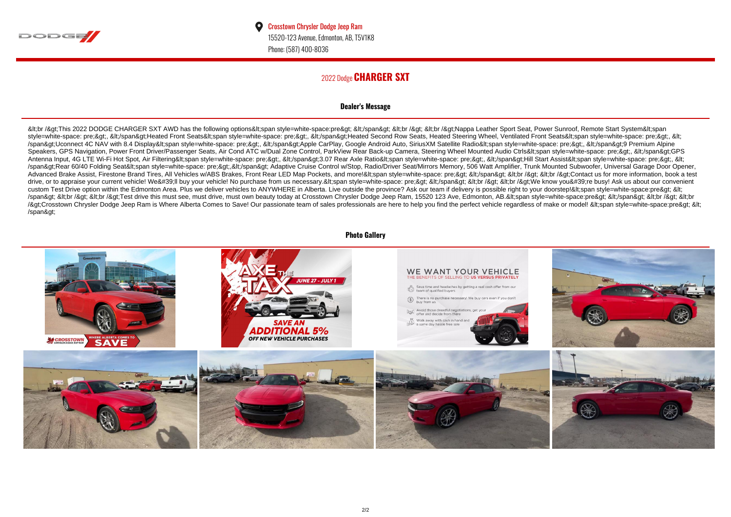Crosstown Chrysler Dodge Jeep Ram
15520-123 Avenue, Edmonton, AB, T5V1K8
Phone: (587) 400-8036

# 2022 Dodge **CHARGER SXT**

## Dealer's Message

&lt;br /&gt;This 2022 DODGE CHARGER SXT AWD has the following options&lt;span style=white-space:pre&gt; &lt;/span&gt; &lt;br /&gt; &lt;br /&gt;Nappa Leather Sport Seat, Power Sunroof, Remote Start System&lt;span style=white-space: pre;&gt;, &lt;/span&gt;Heated Front Seats&lt;span style=white-space: pre;&gt;, &lt;/span&gt;Heated Second Row Seats, Heated Steering Wheel, Ventilated Front Seats&lt;span style=white-space: pre;&gt;, &lt; /span&gt;Uconnect 4C NAV with 8.4 Display&lt;span style=white-space: pre;&gt;, &lt;/span&gt;Apple CarPlay, Google Android Auto, SiriusXM Satellite Radio&lt;span style=white-space: pre;&gt;, &lt;/span&gt;9 Premium Alpine Speakers, GPS Navigation, Power Front Driver/Passenger Seats, Air Cond ATC w/Dual Zone Control, ParkView Rear Back-up Camera, Steering Wheel Mounted Audio Ctrls&lt;span style=white-space: pre;&gt;, &lt;/span&gt;GPS Antenna Input, 4G LTE Wi-Fi Hot Spot, Air Filtering&lt;span style=white-space: pre;&gt;, &lt;/span&gt;3.07 Rear Axle Ratio&lt;span style=white-space: pre;&gt;, &lt;/span&gt;Hill Start Assist&lt;span style=white-space: pre;&gt;, &lt; /span&gt;Rear 60/40 Folding Seat&lt;span style=white-space: pre;&gt;,&lt;/span&gt; Adaptive Cruise Control w/Stop, Radio/Driver Seat/Mirrors Memory, 506 Watt Amplifier, Trunk Mounted Subwoofer, Universal Garage Door Opener, Advanced Brake Assist, Firestone Brand Tires, All Vehicles w/ABS Brakes, Front Rear LED Map Pockets, and more!&lt;span style=white-space: pre;&gt; &lt;/span&gt; &lt;br /&gt; &lt;br /&gt;Contact us for more information, book a test drive, or to appraise your current vehicle! We&#39;ll buy your vehicle! No purchase from us necessary.&lt;span style=white-space: pre;&gt; &lt;/span&gt; &lt;br /&gt; &lt;br /&gt;We know you&#39;re busy! Ask us about our convenient custom Test Drive option within the Edmonton Area. Plus we deliver vehicles to ANYWHERE in Alberta. Live outside the province? Ask our team if delivery is possible right to your doorstep!&lt;span style=white-space:pre&gt; &lt; /span&gt; &lt;br /&gt; &lt;br /&gt;Test drive this must see, must drive, must own beauty today at Crosstown Chrysler Dodge Jeep Ram, 15520 123 Ave, Edmonton, AB.&lt;span style=white-space:pre&gt; &lt;/span&gt; &lt;br /&gt; &lt;br /&gt;Crosstown Chrysler Dodge Jeep Ram is Where Alberta Comes to Save! Our passionate team of sales professionals are here to help you find the perfect vehicle regardless of make or model! &lt;span style=white-space:pre&gt; &lt; /span&gt;

## Photo Gallery